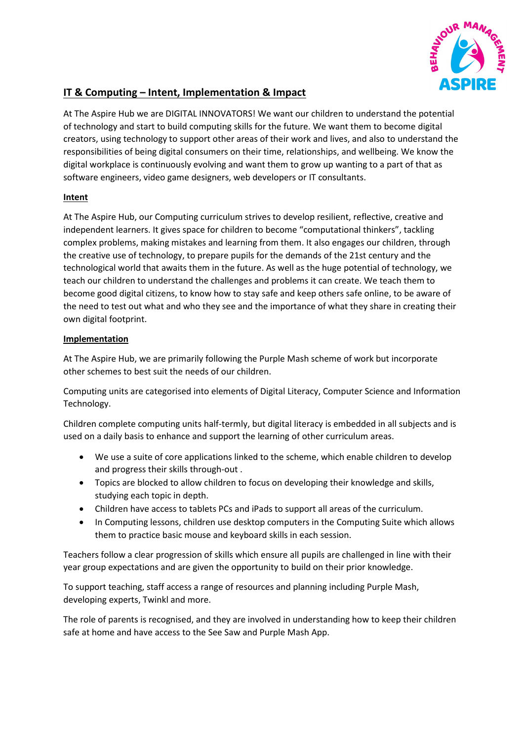## IT & Computing – Intent, Implementation & Impact

At The Aspire Hub we are DIGITAL INNOVATORS! We want our children to understand the potential of technology and start to build computing skills for the future. We want them to become digital creators, using technology to support other areas of their work and lives, and also to understand the responsibilities of being digital consumers on their time, relationships, and wellbeing. We know the digital workplace is continuously evolving and want them to grow up wanting to a part of that as software engineers, video game designers, web developers or IT consultants.

### Intent

At The Aspire Hub, our Computing curriculum strives to develop resilient, reflective, creative and independent learners. It gives space for children to become "computational thinkers", tackling complex problems, making mistakes and learning from them. It also engages our children, through the creative use of technology, to prepare pupils for the demands of the 21st century and the technological world that awaits them in the future. As well as the huge potential of technology, we teach our children to understand the challenges and problems it can create. We teach them to become good digital citizens, to know how to stay safe and keep others safe online, to be aware of the need to test out what and who they see and the importance of what they share in creating their own digital footprint.

### Implementation

At The Aspire Hub, we are primarily following the Purple Mash scheme of work but incorporate other schemes to best suit the needs of our children.

Computing units are categorised into elements of Digital Literacy, Computer Science and Information Technology.

Children complete computing units half-termly, but digital literacy is embedded in all subjects and is used on a daily basis to enhance and support the learning of other curriculum areas.

- We use a suite of core applications linked to the scheme, which enable children to develop and progress their skills through-out .
- Topics are blocked to allow children to focus on developing their knowledge and skills, studying each topic in depth.
- Children have access to tablets PCs and iPads to support all areas of the curriculum.
- In Computing lessons, children use desktop computers in the Computing Suite which allows them to practice basic mouse and keyboard skills in each session.

Teachers follow a clear progression of skills which ensure all pupils are challenged in line with their year group expectations and are given the opportunity to build on their prior knowledge.

To support teaching, staff access a range of resources and planning including Purple Mash, developing experts, Twinkl and more.

The role of parents is recognised, and they are involved in understanding how to keep their children safe at home and have access to the See Saw and Purple Mash App.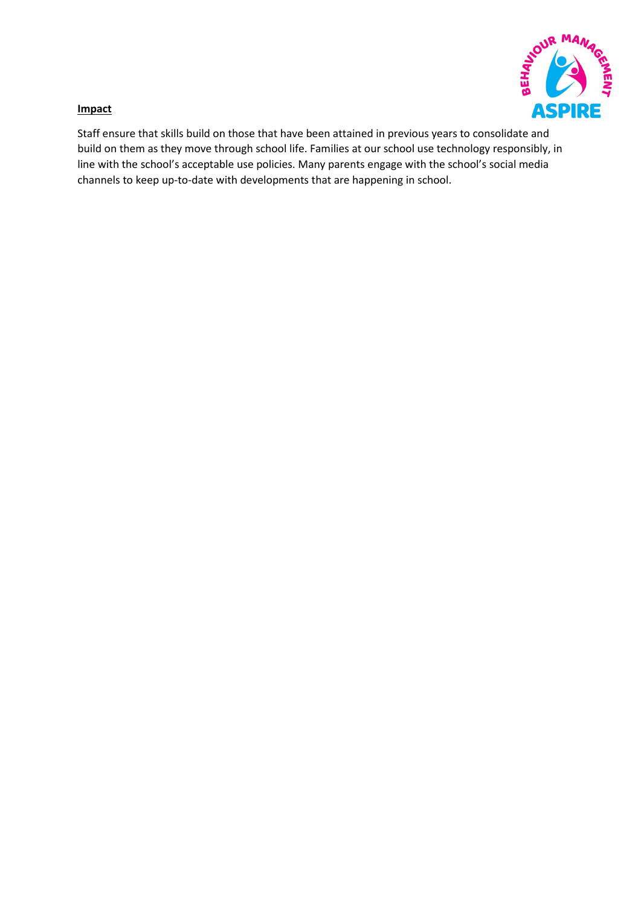## Impact

Staff ensure that skills build on those that have been attained in previous years to consolidate and build on them as they move through school life. Families at our school use technology responsibly, in line with the school's acceptable use policies. Many parents engage with the school's social media channels to keep up-to-date with developments that are happening in school.